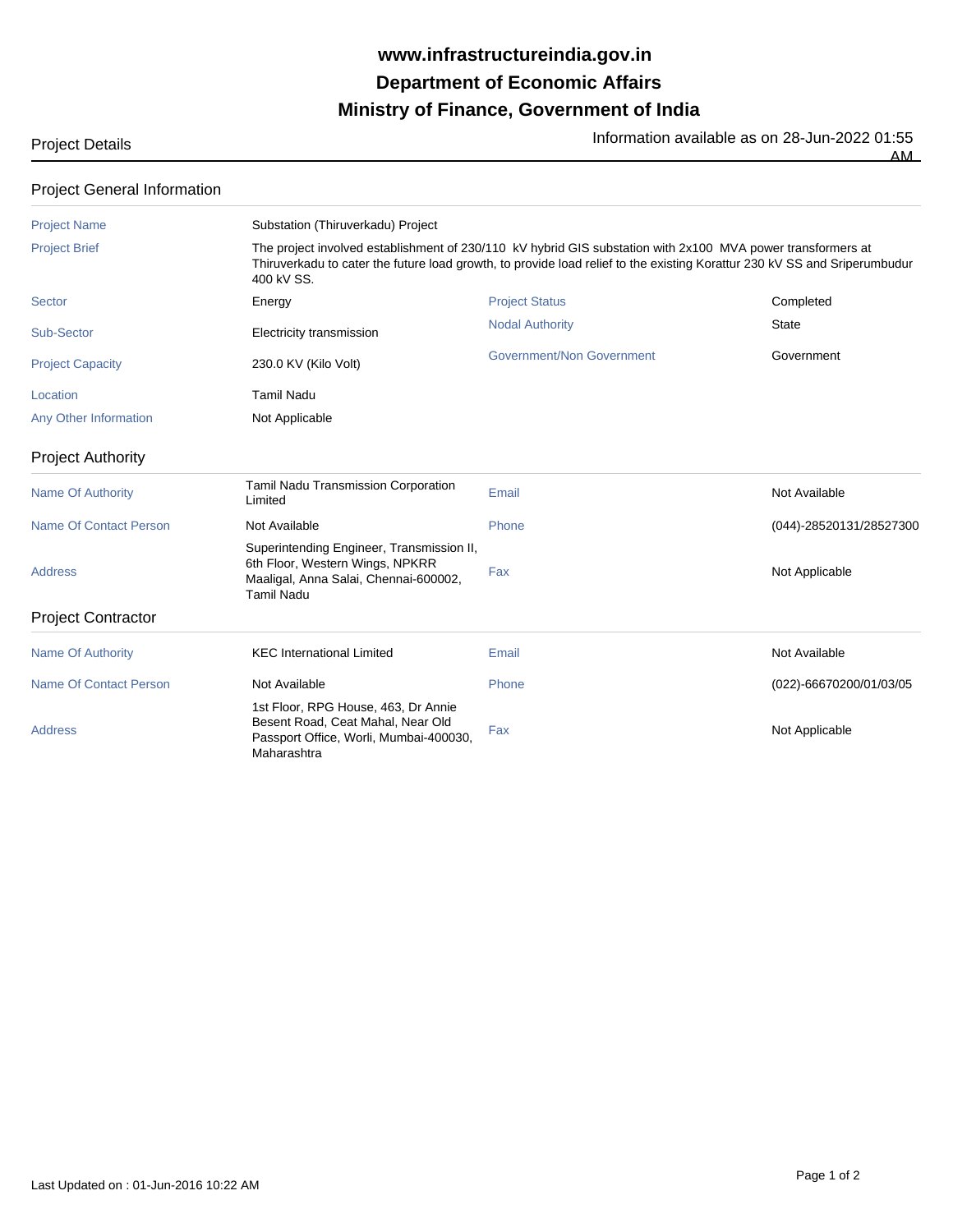# www.infrastructureindia.gov.in

# Department of Economic Affairs

# Ministry of Finance, Government of India

Project Details

Information available as on 28-Jun-2022 01:55 AM

## Project General Information

| | | | |
|---|---|---|---|
| Project Name | Substation (Thiruverkadu) Project | | |
| Project Brief | The project involved establishment of 230/110 kV hybrid GIS substation with 2x100 MVA power transformers at Thiruverkadu to cater the future load growth, to provide load relief to the existing Korattur 230 kV SS and Sriperumbudur 400 kV SS. | | |
| Sector | Energy | Project Status | Completed |
| Sub-Sector | Electricity transmission | Nodal Authority | State |
| Project Capacity | 230.0 KV (Kilo Volt) | Government/Non Government | Government |
| Location | Tamil Nadu | | |
| Any Other Information | Not Applicable | | |

## Project Authority

| | | | |
|---|---|---|---|
| Name Of Authority | Tamil Nadu Transmission Corporation Limited | Email | Not Available |
| Name Of Contact Person | Not Available | Phone | (044)-28520131/28527300 |
| Address | Superintending Engineer, Transmission II, 6th Floor, Western Wings, NPKRR Maaligal, Anna Salai, Chennai-600002, Tamil Nadu | Fax | Not Applicable |

## Project Contractor

| | | | |
|---|---|---|---|
| Name Of Authority | KEC International Limited | Email | Not Available |
| Name Of Contact Person | Not Available | Phone | (022)-66670200/01/03/05 |
| Address | 1st Floor, RPG House, 463, Dr Annie Besent Road, Ceat Mahal, Near Old Passport Office, Worli, Mumbai-400030, Maharashtra | Fax | Not Applicable |

Last Updated on : 01-Jun-2016 10:22 AM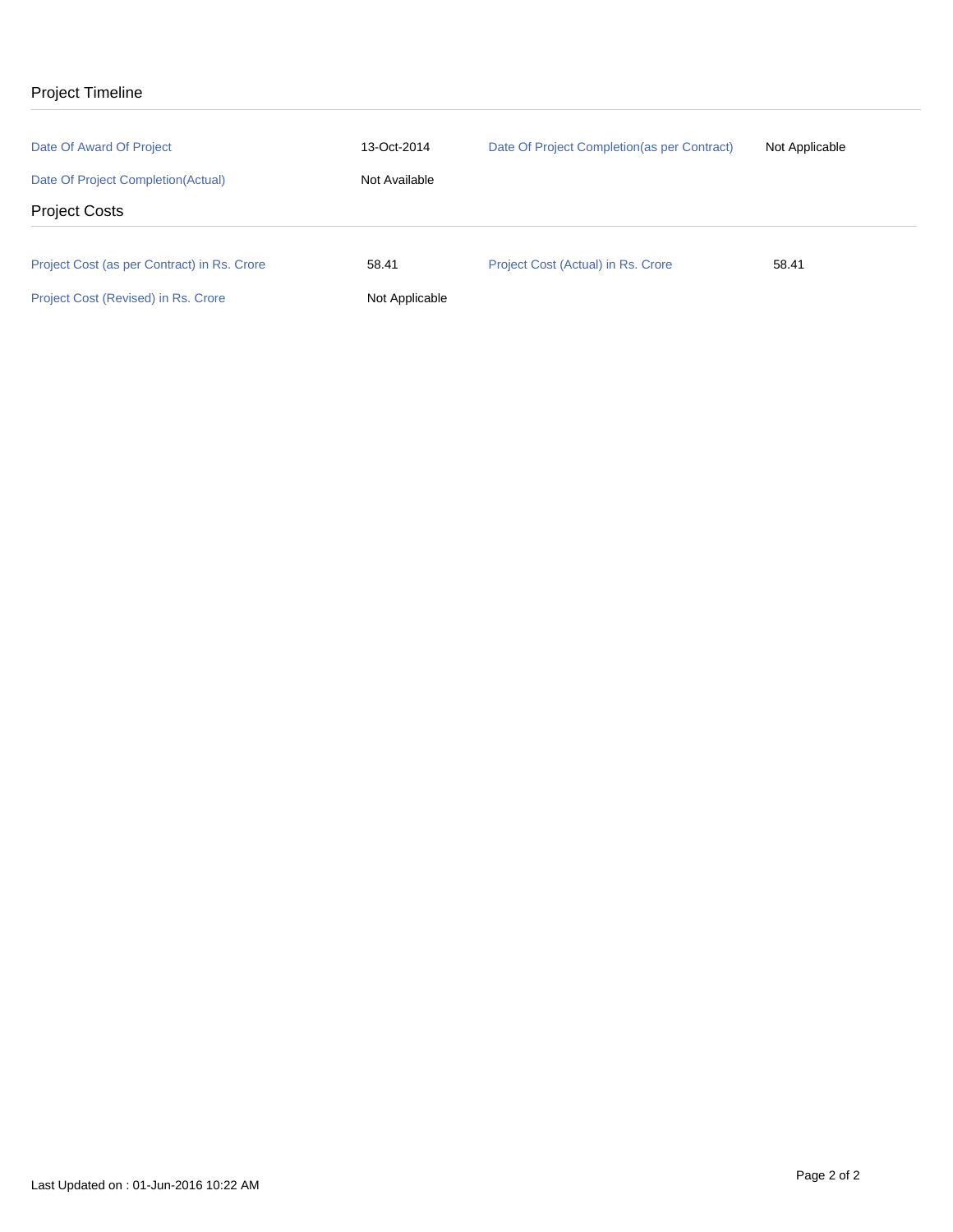## Project Timeline

| | | | |
|---|---|---|---|
| Date Of Award Of Project | 13-Oct-2014 | Date Of Project Completion(as per Contract) | Not Applicable |
| Date Of Project Completion(Actual) | Not Available | | |

## Project Costs

| | | | |
|---|---|---|---|
| Project Cost (as per Contract) in Rs. Crore | 58.41 | Project Cost (Actual) in Rs. Crore | 58.41 |
| Project Cost (Revised) in Rs. Crore | Not Applicable | | |

Last Updated on : 01-Jun-2016 10:22 AM